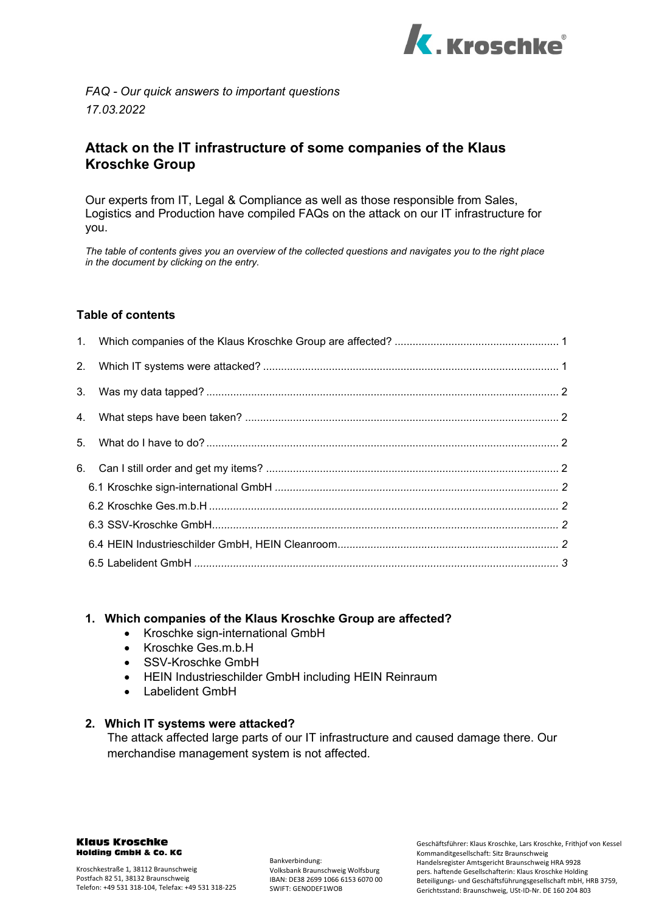*FAQ - Our quick answers to important questions*
*17.03.2022*

# Attack on the IT infrastructure of some companies of the Klaus Kroschke Group

Our experts from IT, Legal & Compliance as well as those responsible from Sales, Logistics and Production have compiled FAQs on the attack on our IT infrastructure for you.

*The table of contents gives you an overview of the collected questions and navigates you to the right place in the document by clicking on the entry.*

## Table of contents

1. Which companies of the Klaus Kroschke Group are affected? ...... 1
2. Which IT systems were attacked? ...... 1
3. Was my data tapped? ...... 2
4. What steps have been taken? ...... 2
5. What do I have to do? ...... 2
6. Can I still order and get my items? ...... 2
   - *6.1 Kroschke sign-international GmbH ...... 2*
   - *6.2 Kroschke Ges.m.b.H ...... 2*
   - *6.3 SSV-Kroschke GmbH ...... 2*
   - *6.4 HEIN Industrieschilder GmbH, HEIN Cleanroom ...... 2*
   - *6.5 Labelident GmbH ...... 3*

## 1. Which companies of the Klaus Kroschke Group are affected?

- Kroschke sign-international GmbH
- Kroschke Ges.m.b.H
- SSV-Kroschke GmbH
- HEIN Industrieschilder GmbH including HEIN Reinraum
- Labelident GmbH

## 2. Which IT systems were attacked?

The attack affected large parts of our IT infrastructure and caused damage there. Our merchandise management system is not affected.

**Klaus Kroschke Holding GmbH & Co. KG**

Kroschkestraße 1, 38112 Braunschweig
Postfach 82 51, 38132 Braunschweig
Telefon: +49 531 318-104, Telefax: +49 531 318-225

Bankverbindung:
Volksbank Braunschweig Wolfsburg
IBAN: DE38 2699 1066 6153 6070 00
SWIFT: GENODEF1WOB

Geschäftsführer: Klaus Kroschke, Lars Kroschke, Frithjof von Kessel
Kommanditgesellschaft: Sitz Braunschweig
Handelsregister Amtsgericht Braunschweig HRA 9928
pers. haftende Gesellschafterin: Klaus Kroschke Holding Beteiligungs- und Geschäftsführungsgesellschaft mbH, HRB 3759,
Gerichtsstand: Braunschweig, USt-ID-Nr. DE 160 204 803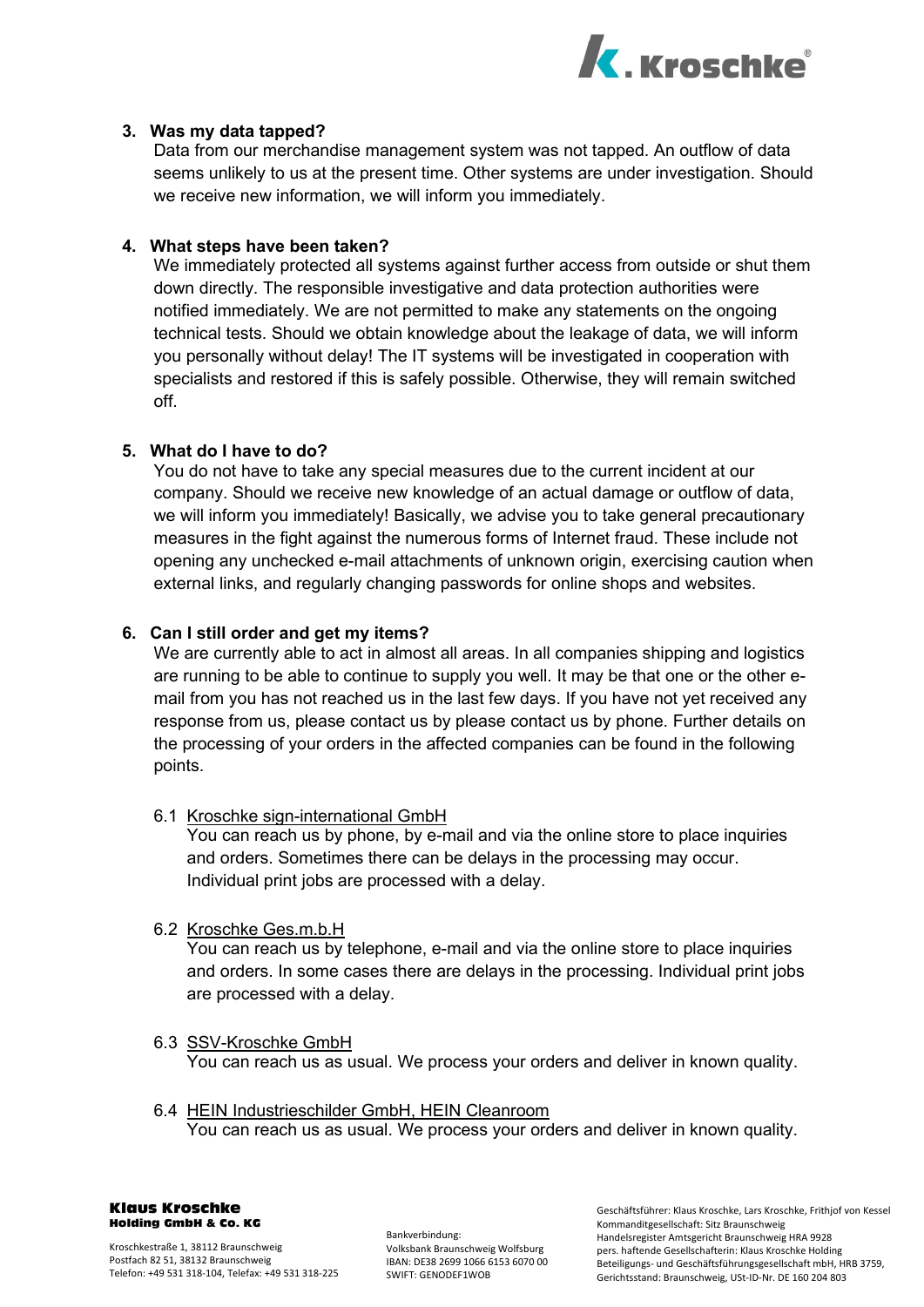3. **Was my data tapped?**
   Data from our merchandise management system was not tapped. An outflow of data seems unlikely to us at the present time. Other systems are under investigation. Should we receive new information, we will inform you immediately.

4. **What steps have been taken?**
   We immediately protected all systems against further access from outside or shut them down directly. The responsible investigative and data protection authorities were notified immediately. We are not permitted to make any statements on the ongoing technical tests. Should we obtain knowledge about the leakage of data, we will inform you personally without delay! The IT systems will be investigated in cooperation with specialists and restored if this is safely possible. Otherwise, they will remain switched off.

5. **What do I have to do?**
   You do not have to take any special measures due to the current incident at our company. Should we receive new knowledge of an actual damage or outflow of data, we will inform you immediately! Basically, we advise you to take general precautionary measures in the fight against the numerous forms of Internet fraud. These include not opening any unchecked e-mail attachments of unknown origin, exercising caution when external links, and regularly changing passwords for online shops and websites.

6. **Can I still order and get my items?**
   We are currently able to act in almost all areas. In all companies shipping and logistics are running to be able to continue to supply you well. It may be that one or the other e-mail from you has not reached us in the last few days. If you have not yet received any response from us, please contact us by please contact us by phone. Further details on the processing of your orders in the affected companies can be found in the following points.

   6.1 <u>Kroschke sign-international GmbH</u>
   You can reach us by phone, by e-mail and via the online store to place inquiries and orders. Sometimes there can be delays in the processing may occur. Individual print jobs are processed with a delay.

   6.2 <u>Kroschke Ges.m.b.H</u>
   You can reach us by telephone, e-mail and via the online store to place inquiries and orders. In some cases there are delays in the processing. Individual print jobs are processed with a delay.

   6.3 <u>SSV-Kroschke GmbH</u>
   You can reach us as usual. We process your orders and deliver in known quality.

   6.4 <u>HEIN Industrieschilder GmbH, HEIN Cleanroom</u>
   You can reach us as usual. We process your orders and deliver in known quality.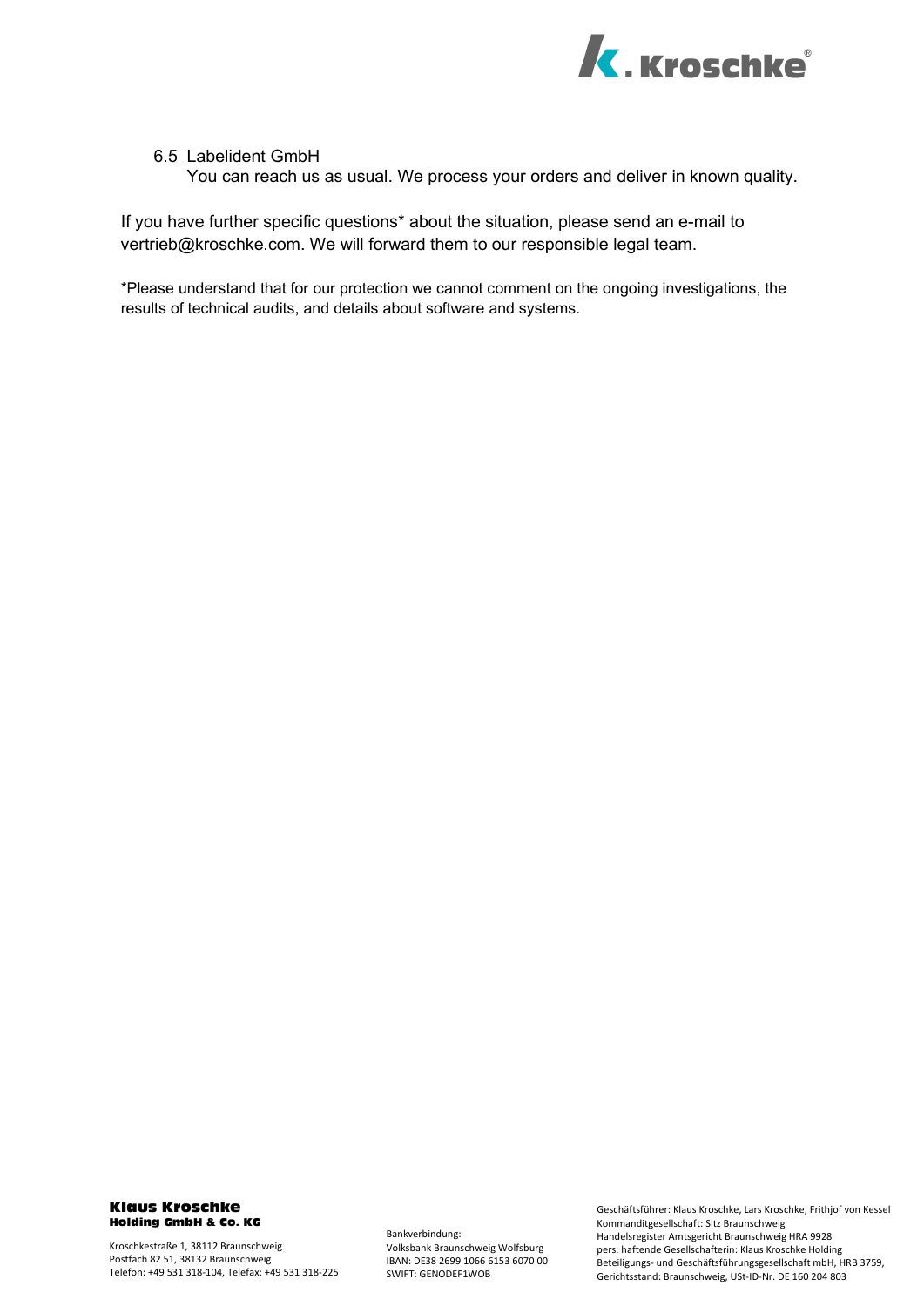6.5 Labelident GmbH

You can reach us as usual. We process your orders and deliver in known quality.

If you have further specific questions* about the situation, please send an e-mail to vertrieb@kroschke.com. We will forward them to our responsible legal team.

*Please understand that for our protection we cannot comment on the ongoing investigations, the results of technical audits, and details about software and systems.